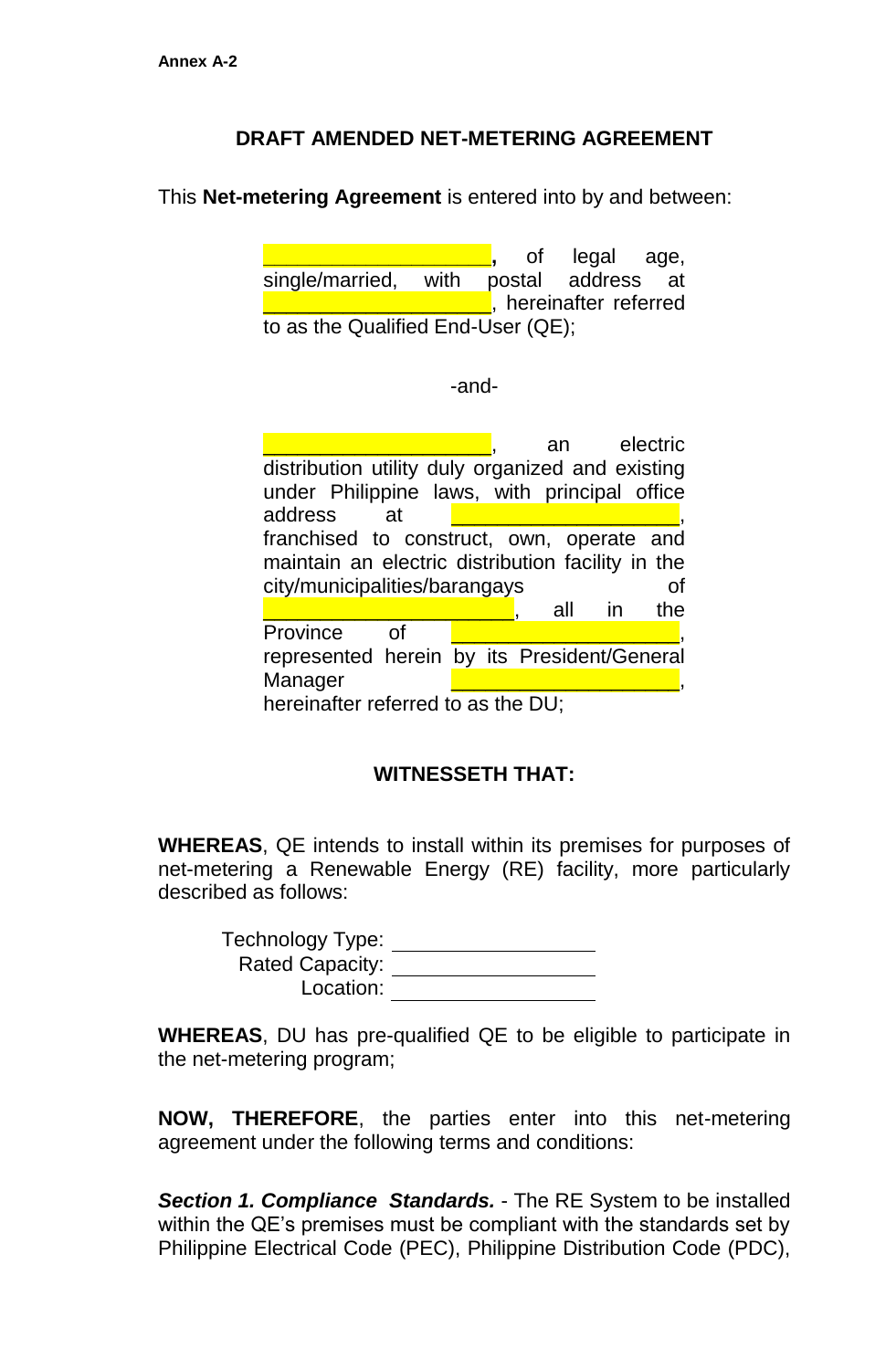Annex A-2

## DRAFT AMENDED NET-METERING AGREEMENT

This **Net-metering Agreement** is entered into by and between:

> ____________________, of legal age, single/married, with postal address at ____________________, hereinafter referred to as the Qualified End-User (QE);

-and-

> ____________________, an electric distribution utility duly organized and existing under Philippine laws, with principal office address at ____________________, franchised to construct, own, operate and maintain an electric distribution facility in the city/municipalities/barangays of ____________________, all in the Province of ____________________, represented herein by its President/General Manager ____________________, hereinafter referred to as the DU;

**WITNESSETH THAT:**

**WHEREAS**, QE intends to install within its premises for purposes of net-metering a Renewable Energy (RE) facility, more particularly described as follows:

Technology Type: ____________________
Rated Capacity: ____________________
Location: ____________________

**WHEREAS**, DU has pre-qualified QE to be eligible to participate in the net-metering program;

**NOW, THEREFORE**, the parties enter into this net-metering agreement under the following terms and conditions:

***Section 1. Compliance Standards.*** - The RE System to be installed within the QE's premises must be compliant with the standards set by Philippine Electrical Code (PEC), Philippine Distribution Code (PDC),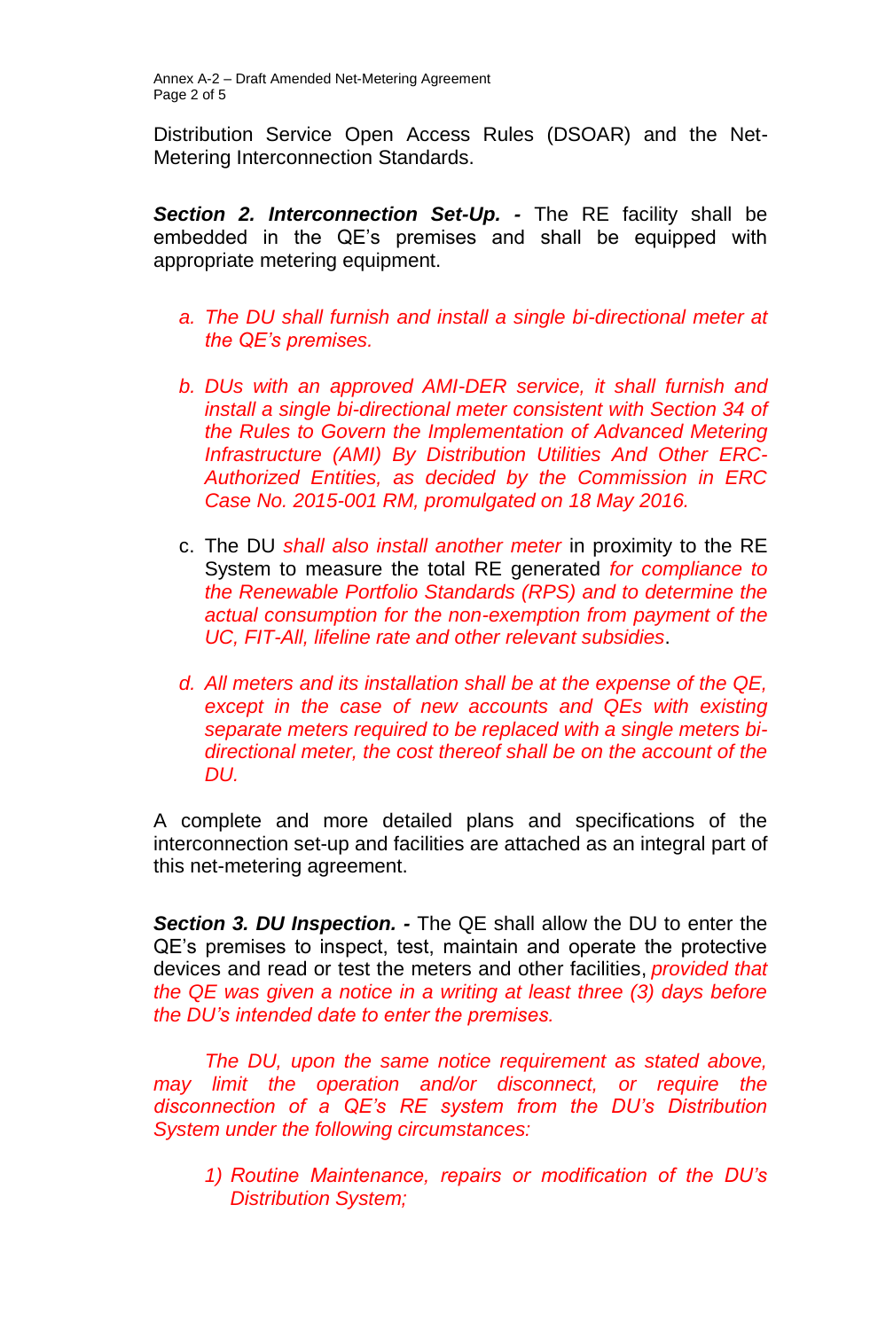Distribution Service Open Access Rules (DSOAR) and the Net-Metering Interconnection Standards.

***Section 2. Interconnection Set-Up. -*** The RE facility shall be embedded in the QE's premises and shall be equipped with appropriate metering equipment.

a. *The DU shall furnish and install a single bi-directional meter at the QE's premises.*

b. *DUs with an approved AMI-DER service, it shall furnish and install a single bi-directional meter consistent with Section 34 of the Rules to Govern the Implementation of Advanced Metering Infrastructure (AMI) By Distribution Utilities And Other ERC-Authorized Entities, as decided by the Commission in ERC Case No. 2015-001 RM, promulgated on 18 May 2016.*

c. The DU *shall also install another meter* in proximity to the RE System to measure the total RE generated *for compliance to the Renewable Portfolio Standards (RPS) and to determine the actual consumption for the non-exemption from payment of the UC, FIT-All, lifeline rate and other relevant subsidies*.

d. *All meters and its installation shall be at the expense of the QE, except in the case of new accounts and QEs with existing separate meters required to be replaced with a single meters bi-directional meter, the cost thereof shall be on the account of the DU.*

A complete and more detailed plans and specifications of the interconnection set-up and facilities are attached as an integral part of this net-metering agreement.

***Section 3. DU Inspection. -*** The QE shall allow the DU to enter the QE's premises to inspect, test, maintain and operate the protective devices and read or test the meters and other facilities, *provided that the QE was given a notice in a writing at least three (3) days before the DU's intended date to enter the premises.*

*The DU, upon the same notice requirement as stated above, may limit the operation and/or disconnect, or require the disconnection of a QE's RE system from the DU's Distribution System under the following circumstances:*

1) *Routine Maintenance, repairs or modification of the DU's Distribution System;*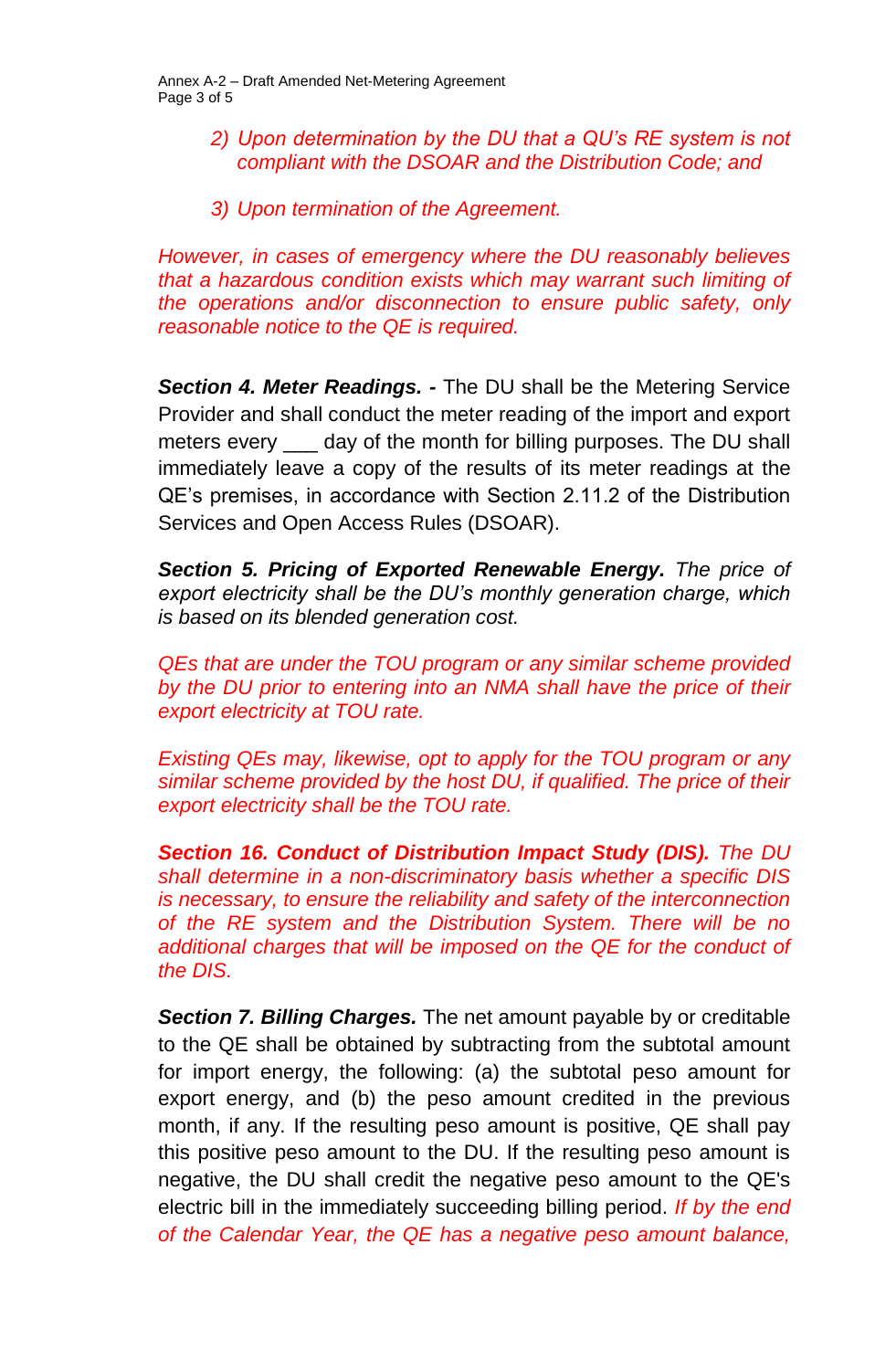*2) Upon determination by the DU that a QU's RE system is not compliant with the DSOAR and the Distribution Code; and*

*3) Upon termination of the Agreement.*

*However, in cases of emergency where the DU reasonably believes that a hazardous condition exists which may warrant such limiting of the operations and/or disconnection to ensure public safety, only reasonable notice to the QE is required.*

***Section 4. Meter Readings. -*** The DU shall be the Metering Service Provider and shall conduct the meter reading of the import and export meters every ___ day of the month for billing purposes. The DU shall immediately leave a copy of the results of its meter readings at the QE's premises, in accordance with Section 2.11.2 of the Distribution Services and Open Access Rules (DSOAR).

***Section 5. Pricing of Exported Renewable Energy.*** *The price of export electricity shall be the DU's monthly generation charge, which is based on its blended generation cost.*

*QEs that are under the TOU program or any similar scheme provided by the DU prior to entering into an NMA shall have the price of their export electricity at TOU rate.*

*Existing QEs may, likewise, opt to apply for the TOU program or any similar scheme provided by the host DU, if qualified. The price of their export electricity shall be the TOU rate.*

***Section 16. Conduct of Distribution Impact Study (DIS).*** *The DU shall determine in a non-discriminatory basis whether a specific DIS is necessary, to ensure the reliability and safety of the interconnection of the RE system and the Distribution System. There will be no additional charges that will be imposed on the QE for the conduct of the DIS.*

***Section 7. Billing Charges.*** The net amount payable by or creditable to the QE shall be obtained by subtracting from the subtotal amount for import energy, the following: (a) the subtotal peso amount for export energy, and (b) the peso amount credited in the previous month, if any. If the resulting peso amount is positive, QE shall pay this positive peso amount to the DU. If the resulting peso amount is negative, the DU shall credit the negative peso amount to the QE's electric bill in the immediately succeeding billing period. *If by the end of the Calendar Year, the QE has a negative peso amount balance,*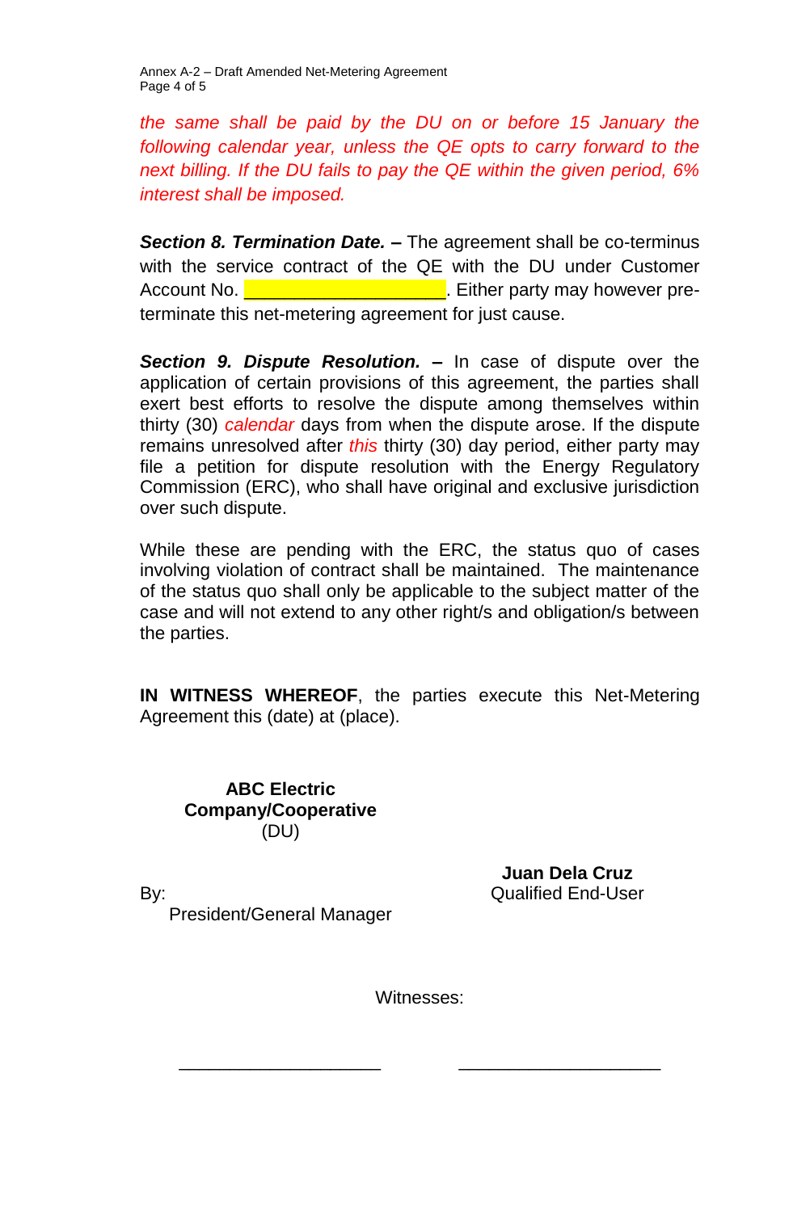*the same shall be paid by the DU on or before 15 January the following calendar year, unless the QE opts to carry forward to the next billing. If the DU fails to pay the QE within the given period, 6% interest shall be imposed.*

***Section 8. Termination Date.* –** The agreement shall be co-terminus with the service contract of the QE with the DU under Customer Account No. ____________________. Either party may however pre-terminate this net-metering agreement for just cause.

***Section 9. Dispute Resolution.* –** In case of dispute over the application of certain provisions of this agreement, the parties shall exert best efforts to resolve the dispute among themselves within thirty (30) *calendar* days from when the dispute arose. If the dispute remains unresolved after *this* thirty (30) day period, either party may file a petition for dispute resolution with the Energy Regulatory Commission (ERC), who shall have original and exclusive jurisdiction over such dispute.

While these are pending with the ERC, the status quo of cases involving violation of contract shall be maintained. The maintenance of the status quo shall only be applicable to the subject matter of the case and will not extend to any other right/s and obligation/s between the parties.

**IN WITNESS WHEREOF**, the parties execute this Net-Metering Agreement this (date) at (place).

**ABC Electric Company/Cooperative**
(DU)

By:
President/General Manager

**Juan Dela Cruz**
Qualified End-User

Witnesses:

____________________ ____________________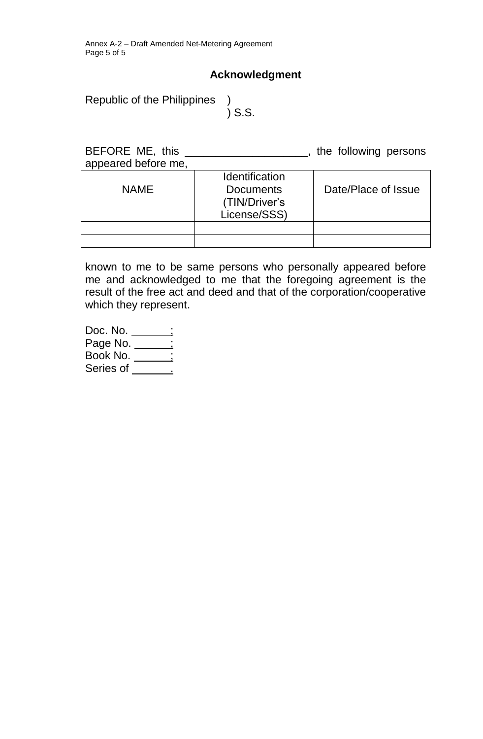## Acknowledgment

Republic of the Philippines )
) S.S.

BEFORE ME, this ____________________, the following persons appeared before me,

| NAME | Identification Documents (TIN/Driver's License/SSS) | Date/Place of Issue |
|---|---|---|
| | | |
| | | |

known to me to be same persons who personally appeared before me and acknowledged to me that the foregoing agreement is the result of the free act and deed and that of the corporation/cooperative which they represent.

Doc. No. _______;
Page No. _______;
Book No. _______;
Series of _______.